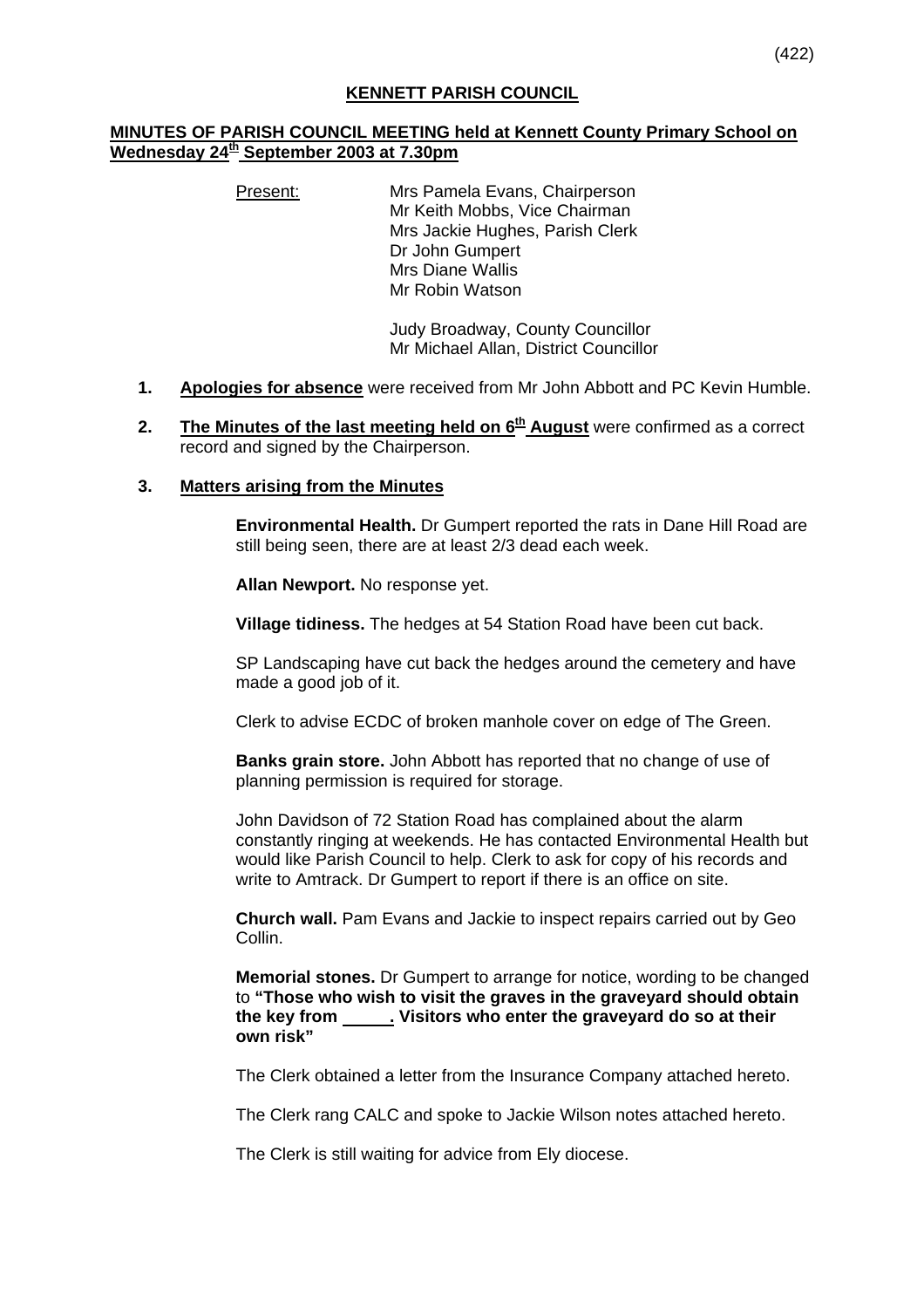# KENNETT PARISH COUNCIL

## MINUTES OF PARISH COUNCIL MEETING held at Kennett County Primary School on Wednesday 24th September 2003 at 7.30pm

Present: Mrs Pamela Evans, Chairperson
Mr Keith Mobbs, Vice Chairman
Mrs Jackie Hughes, Parish Clerk
Dr John Gumpert
Mrs Diane Wallis
Mr Robin Watson

Judy Broadway, County Councillor
Mr Michael Allan, District Councillor

1. **Apologies for absence** were received from Mr John Abbott and PC Kevin Humble.

2. **The Minutes of the last meeting held on 6th August** were confirmed as a correct record and signed by the Chairperson.

3. **Matters arising from the Minutes**

**Environmental Health.** Dr Gumpert reported the rats in Dane Hill Road are still being seen, there are at least 2/3 dead each week.

**Allan Newport.** No response yet.

**Village tidiness.** The hedges at 54 Station Road have been cut back.

SP Landscaping have cut back the hedges around the cemetery and have made a good job of it.

Clerk to advise ECDC of broken manhole cover on edge of The Green.

**Banks grain store.** John Abbott has reported that no change of use of planning permission is required for storage.

John Davidson of 72 Station Road has complained about the alarm constantly ringing at weekends. He has contacted Environmental Health but would like Parish Council to help. Clerk to ask for copy of his records and write to Amtrack. Dr Gumpert to report if there is an office on site.

**Church wall.** Pam Evans and Jackie to inspect repairs carried out by Geo Collin.

**Memorial stones.** Dr Gumpert to arrange for notice, wording to be changed to **"Those who wish to visit the graves in the graveyard should obtain the key from \_\_\_\_\_. Visitors who enter the graveyard do so at their own risk"**

The Clerk obtained a letter from the Insurance Company attached hereto.

The Clerk rang CALC and spoke to Jackie Wilson notes attached hereto.

The Clerk is still waiting for advice from Ely diocese.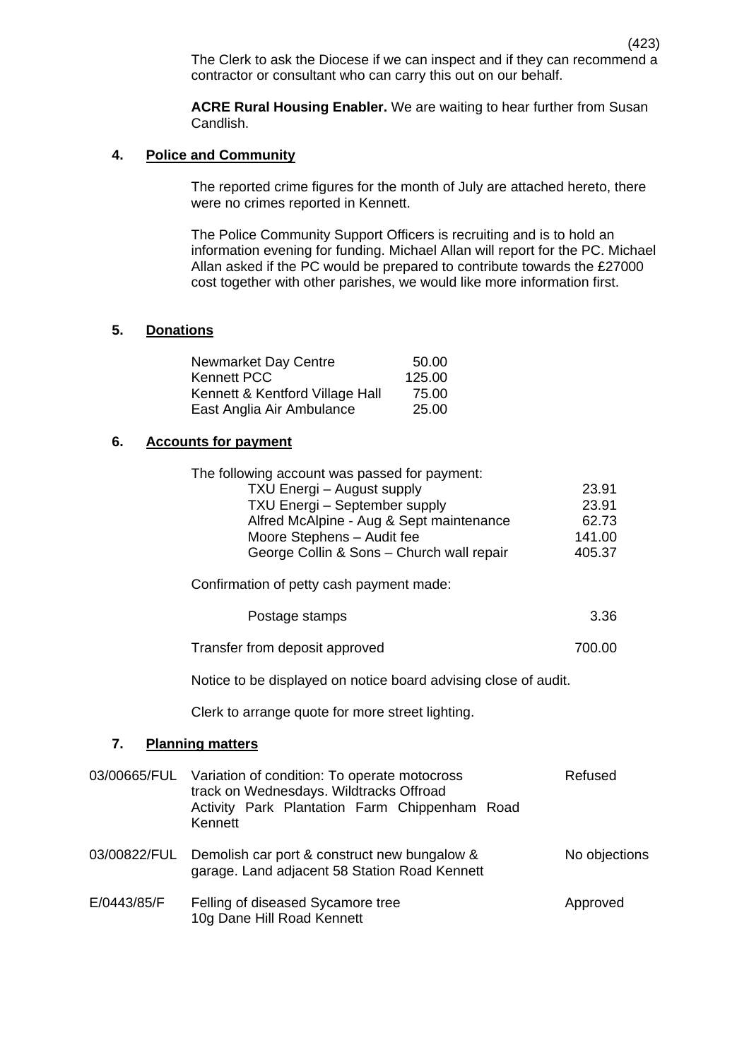The Clerk to ask the Diocese if we can inspect and if they can recommend a contractor or consultant who can carry this out on our behalf.

**ACRE Rural Housing Enabler.** We are waiting to hear further from Susan Candlish.

## 4. Police and Community

The reported crime figures for the month of July are attached hereto, there were no crimes reported in Kennett.

The Police Community Support Officers is recruiting and is to hold an information evening for funding. Michael Allan will report for the PC. Michael Allan asked if the PC would be prepared to contribute towards the £27000 cost together with other parishes, we would like more information first.

## 5. Donations

| | |
|---|---|
| Newmarket Day Centre | 50.00 |
| Kennett PCC | 125.00 |
| Kennett & Kentford Village Hall | 75.00 |
| East Anglia Air Ambulance | 25.00 |

## 6. Accounts for payment

The following account was passed for payment:

| | |
|---|---|
| TXU Energi – August supply | 23.91 |
| TXU Energi – September supply | 23.91 |
| Alfred McAlpine - Aug & Sept maintenance | 62.73 |
| Moore Stephens – Audit fee | 141.00 |
| George Collin & Sons – Church wall repair | 405.37 |

Confirmation of petty cash payment made:

| | |
|---|---|
| Postage stamps | 3.36 |
| Transfer from deposit approved | 700.00 |

Notice to be displayed on notice board advising close of audit.

Clerk to arrange quote for more street lighting.

## 7. Planning matters

| | | |
|---|---|---|
| 03/00665/FUL | Variation of condition: To operate motocross track on Wednesdays. Wildtracks Offroad Activity Park Plantation Farm Chippenham Road Kennett | Refused |
| 03/00822/FUL | Demolish car port & construct new bungalow & garage. Land adjacent 58 Station Road Kennett | No objections |
| E/0443/85/F | Felling of diseased Sycamore tree 10g Dane Hill Road Kennett | Approved |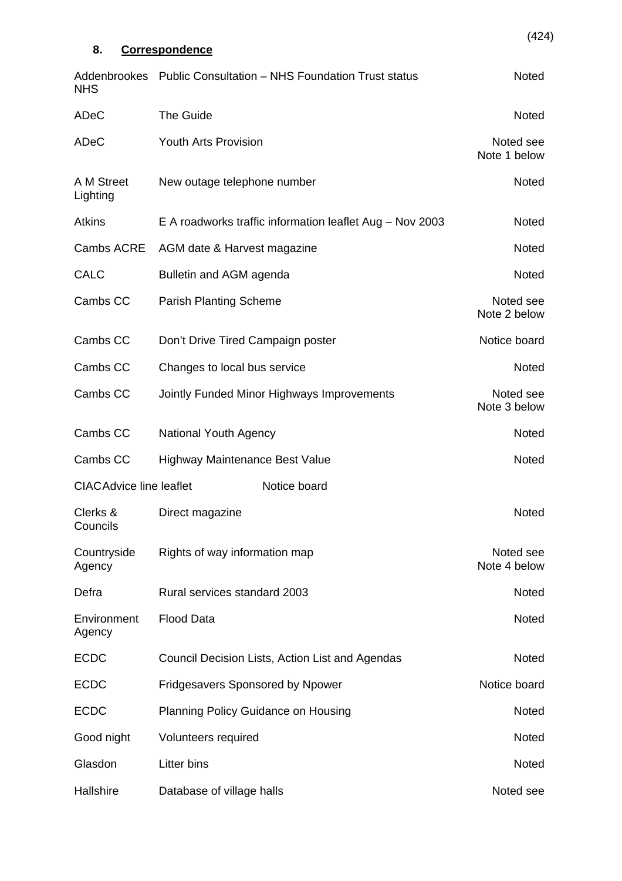## 8. Correspondence

| | | |
|---|---|---|
| Addenbrookes NHS | Public Consultation – NHS Foundation Trust status | Noted |
| ADeC | The Guide | Noted |
| ADeC | Youth Arts Provision | Noted see Note 1 below |
| A M Street Lighting | New outage telephone number | Noted |
| Atkins | E A roadworks traffic information leaflet Aug – Nov 2003 | Noted |
| Cambs ACRE | AGM date & Harvest magazine | Noted |
| CALC | Bulletin and AGM agenda | Noted |
| Cambs CC | Parish Planting Scheme | Noted see Note 2 below |
| Cambs CC | Don't Drive Tired Campaign poster | Notice board |
| Cambs CC | Changes to local bus service | Noted |
| Cambs CC | Jointly Funded Minor Highways Improvements | Noted see Note 3 below |
| Cambs CC | National Youth Agency | Noted |
| Cambs CC | Highway Maintenance Best Value | Noted |
| CIAC | Advice line leaflet | Notice board |
| Clerks & Councils | Direct magazine | Noted |
| Countryside Agency | Rights of way information map | Noted see Note 4 below |
| Defra | Rural services standard 2003 | Noted |
| Environment Agency | Flood Data | Noted |
| ECDC | Council Decision Lists, Action List and Agendas | Noted |
| ECDC | Fridgesavers Sponsored by Npower | Notice board |
| ECDC | Planning Policy Guidance on Housing | Noted |
| Good night | Volunteers required | Noted |
| Glasdon | Litter bins | Noted |
| Hallshire | Database of village halls | Noted see |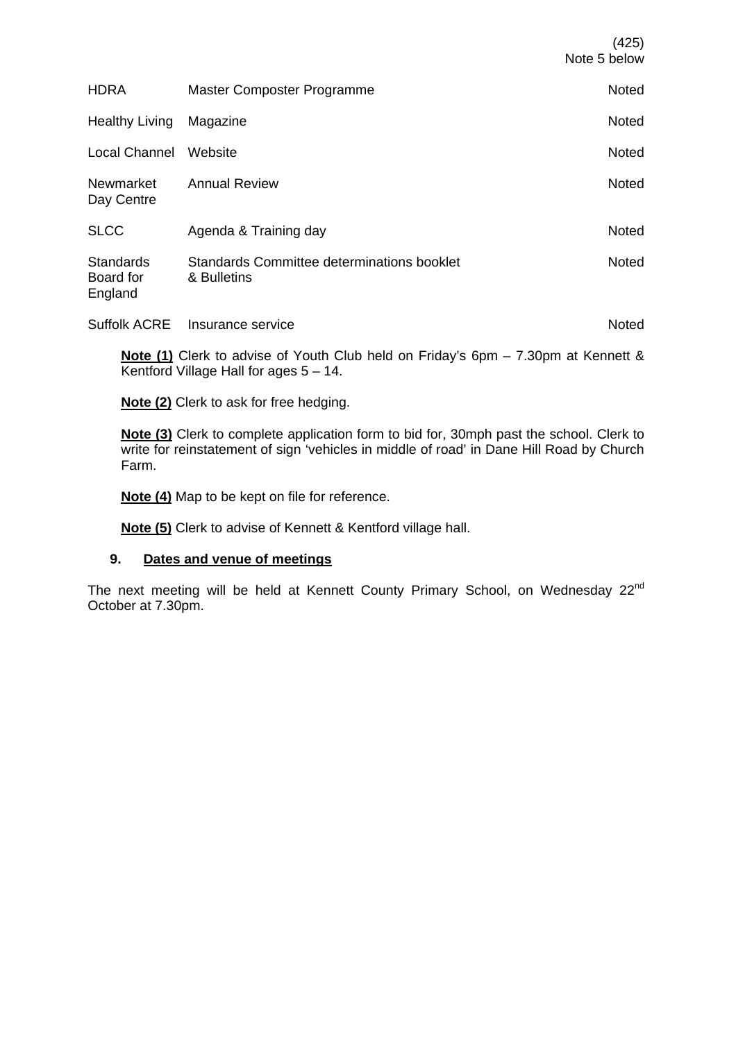| | | |
|---|---|---|
| | | (425) Note 5 below |
| HDRA | Master Composter Programme | Noted |
| Healthy Living | Magazine | Noted |
| Local Channel | Website | Noted |
| Newmarket Day Centre | Annual Review | Noted |
| SLCC | Agenda & Training day | Noted |
| Standards Board for England | Standards Committee determinations booklet & Bulletins | Noted |
| Suffolk ACRE | Insurance service | Noted |

**Note (1)** Clerk to advise of Youth Club held on Friday's 6pm – 7.30pm at Kennett & Kentford Village Hall for ages 5 – 14.

**Note (2)** Clerk to ask for free hedging.

**Note (3)** Clerk to complete application form to bid for, 30mph past the school. Clerk to write for reinstatement of sign 'vehicles in middle of road' in Dane Hill Road by Church Farm.

**Note (4)** Map to be kept on file for reference.

**Note (5)** Clerk to advise of Kennett & Kentford village hall.

## 9. Dates and venue of meetings

The next meeting will be held at Kennett County Primary School, on Wednesday 22nd October at 7.30pm.